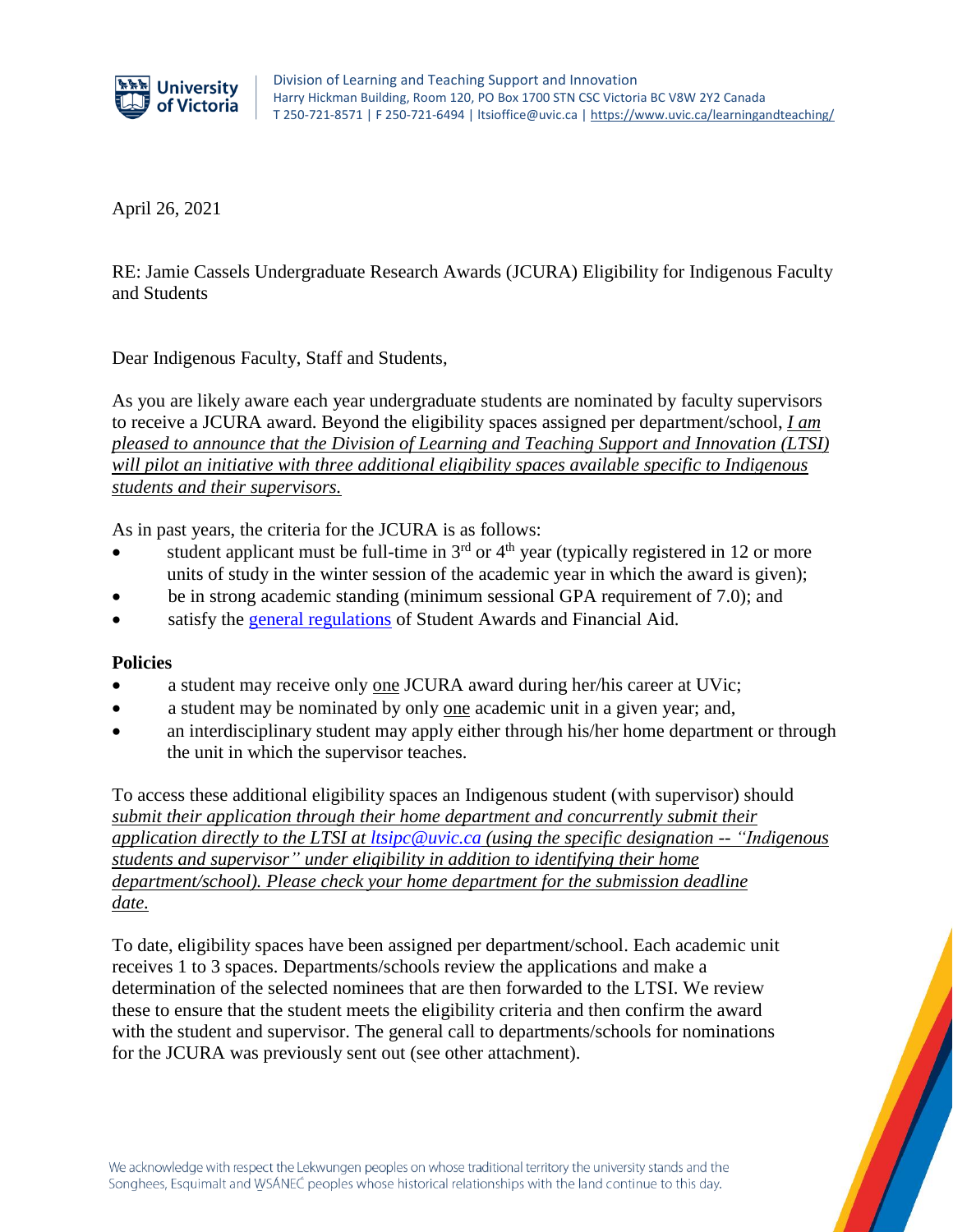University of Victoria

Division of Learning and Teaching Support and Innovation
Harry Hickman Building, Room 120, PO Box 1700 STN CSC Victoria BC V8W 2Y2 Canada
T 250-721-8571 | F 250-721-6494 | ltsioffice@uvic.ca | https://www.uvic.ca/learningandteaching/

April 26, 2021

RE: Jamie Cassels Undergraduate Research Awards (JCURA) Eligibility for Indigenous Faculty and Students

Dear Indigenous Faculty, Staff and Students,

As you are likely aware each year undergraduate students are nominated by faculty supervisors to receive a JCURA award. Beyond the eligibility spaces assigned per department/school, *I am pleased to announce that the Division of Learning and Teaching Support and Innovation (LTSI) will pilot an initiative with three additional eligibility spaces available specific to Indigenous students and their supervisors.*

As in past years, the criteria for the JCURA is as follows:

- student applicant must be full-time in 3rd or 4th year (typically registered in 12 or more units of study in the winter session of the academic year in which the award is given);
- be in strong academic standing (minimum sessional GPA requirement of 7.0); and
- satisfy the general regulations of Student Awards and Financial Aid.

**Policies**

- a student may receive only one JCURA award during her/his career at UVic;
- a student may be nominated by only one academic unit in a given year; and,
- an interdisciplinary student may apply either through his/her home department or through the unit in which the supervisor teaches.

To access these additional eligibility spaces an Indigenous student (with supervisor) should *submit their application through their home department and concurrently submit their application directly to the LTSI at ltsipc@uvic.ca (using the specific designation -- "Indigenous students and supervisor" under eligibility in addition to identifying their home department/school). Please check your home department for the submission deadline date.*

To date, eligibility spaces have been assigned per department/school. Each academic unit receives 1 to 3 spaces. Departments/schools review the applications and make a determination of the selected nominees that are then forwarded to the LTSI. We review these to ensure that the student meets the eligibility criteria and then confirm the award with the student and supervisor. The general call to departments/schools for nominations for the JCURA was previously sent out (see other attachment).

We acknowledge with respect the Lekwungen peoples on whose traditional territory the university stands and the Songhees, Esquimalt and W̱SÁNEĆ peoples whose historical relationships with the land continue to this day.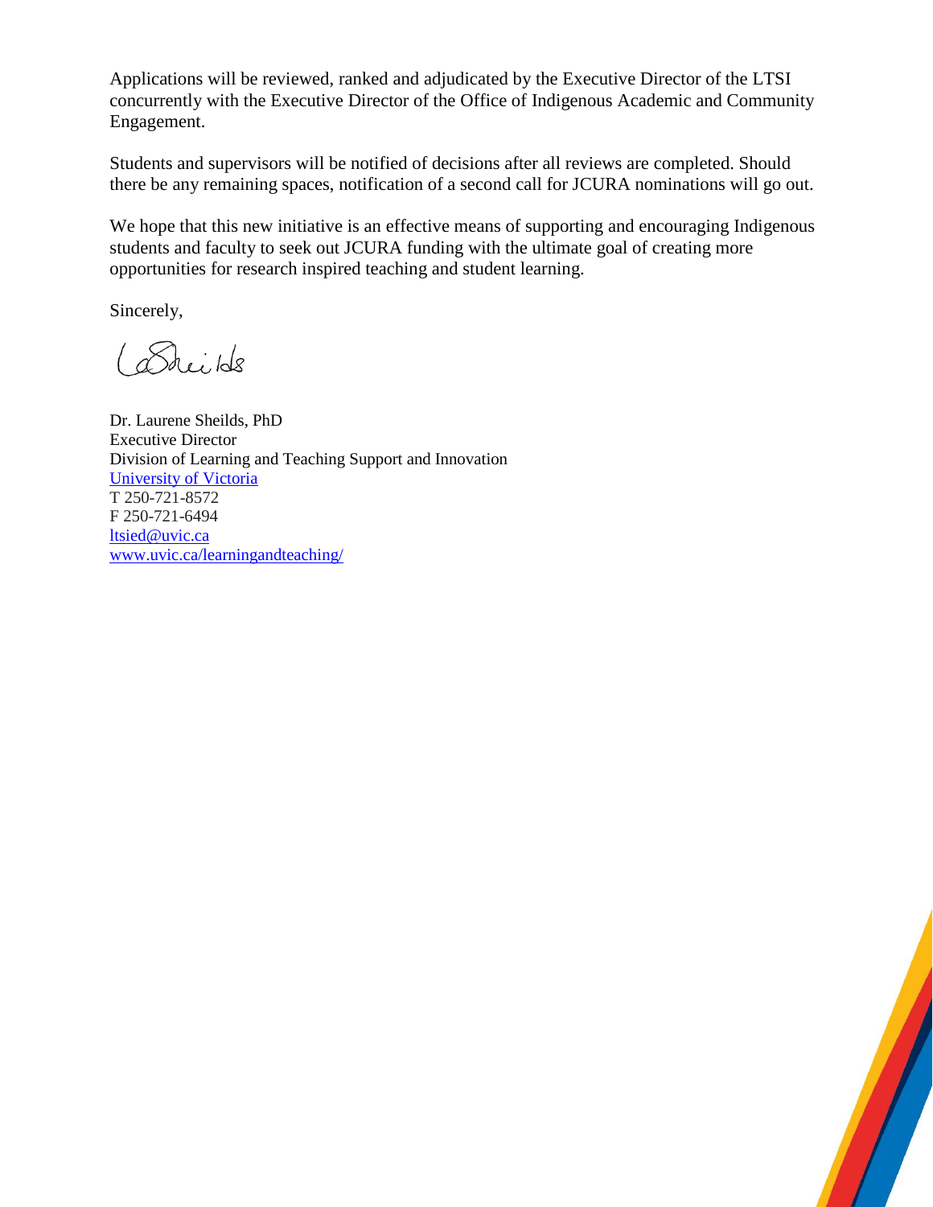Applications will be reviewed, ranked and adjudicated by the Executive Director of the LTSI concurrently with the Executive Director of the Office of Indigenous Academic and Community Engagement.

Students and supervisors will be notified of decisions after all reviews are completed. Should there be any remaining spaces, notification of a second call for JCURA nominations will go out.

We hope that this new initiative is an effective means of supporting and encouraging Indigenous students and faculty to seek out JCURA funding with the ultimate goal of creating more opportunities for research inspired teaching and student learning.

Sincerely,

Dr. Laurene Sheilds, PhD
Executive Director
Division of Learning and Teaching Support and Innovation
University of Victoria
T 250-721-8572
F 250-721-6494
ltsied@uvic.ca
www.uvic.ca/learningandteaching/